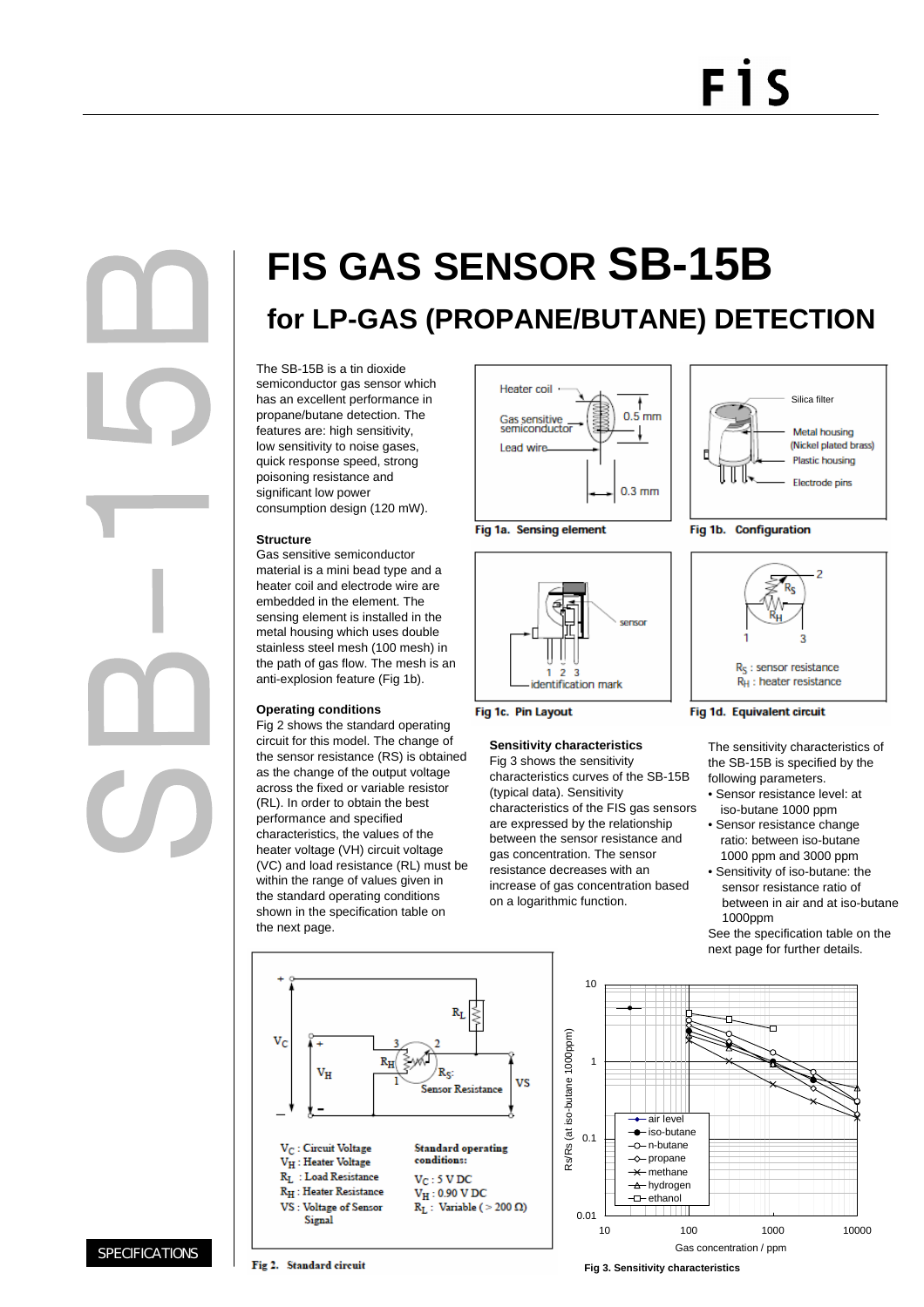# FIS GAS SENSOR SB-15B

## for LP-GAS (PROPANE/BUTANE) DETECTION

The SB-15B is a tin dioxide semiconductor gas sensor which has an excellent performance in propane/butane detection. The features are: high sensitivity, low sensitivity to noise gases, quick response speed, strong poisoning resistance and significant low power consumption design (120 mW).

### Structure

Gas sensitive semiconductor material is a mini bead type and a heater coil and electrode wire are embedded in the element. The sensing element is installed in the metal housing which uses double stainless steel mesh (100 mesh) in the path of gas flow. The mesh is an anti-explosion feature (Fig 1b).

### Operating conditions

Fig 2 shows the standard operating circuit for this model. The change of the sensor resistance (RS) is obtained as the change of the output voltage across the fixed or variable resistor (RL). In order to obtain the best performance and specified characteristics, the values of the heater voltage (VH) circuit voltage (VC) and load resistance (RL) must be within the range of values given in the standard operating conditions shown in the specification table on the next page.

Fig 1a. Sensing element

Fig 1b. Configuration

Fig 1c. Pin Layout

Fig 1d. Equivalent circuit

$R_S$ : sensor resistance
$R_H$ : heater resistance

### Sensitivity characteristics

Fig 3 shows the sensitivity characteristics curves of the SB-15B (typical data). Sensitivity characteristics of the FIS gas sensors are expressed by the relationship between the sensor resistance and gas concentration. The sensor resistance decreases with an increase of gas concentration based on a logarithmic function.

The sensitivity characteristics of the SB-15B is specified by the following parameters.

- Sensor resistance level: at iso-butane 1000 ppm
- Sensor resistance change ratio: between iso-butane 1000 ppm and 3000 ppm
- Sensitivity of iso-butane: the sensor resistance ratio of between in air and at iso-butane 1000ppm

See the specification table on the next page for further details.

$V_C$ : Circuit Voltage
$V_H$ : Heater Voltage
$R_L$ : Load Resistance
$R_H$ : Heater Resistance
VS : Voltage of Sensor Signal

**Standard operating conditions:**

$V_C$ : 5 V DC
$V_H$ : 0.90 V DC
$R_L$ : Variable (> 200 Ω)

Fig 2. Standard circuit

Fig 3. Sensitivity characteristics

SPECIFICATIONS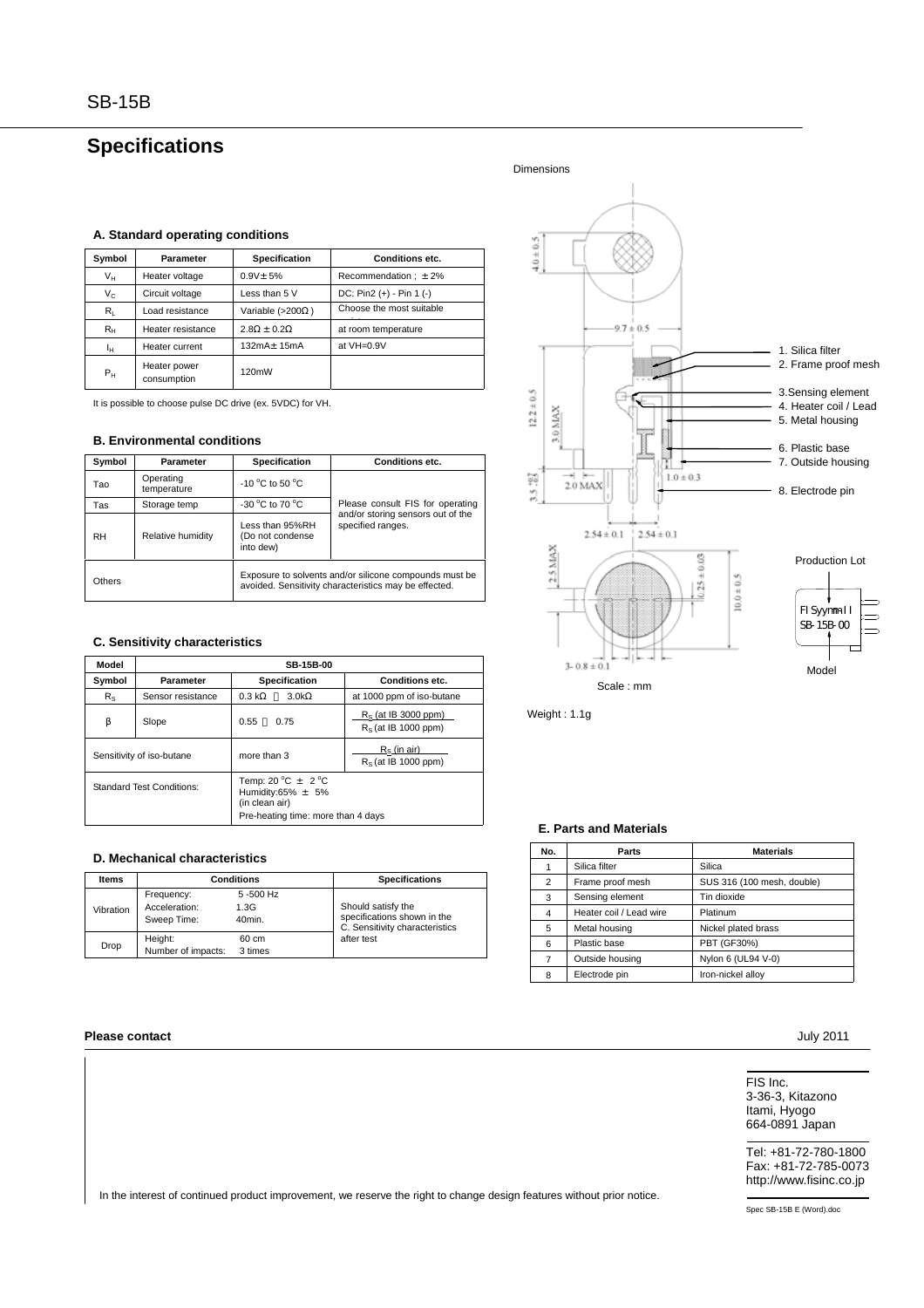# SB-15B

## Specifications

### A. Standard operating conditions

| Symbol | Parameter | Specification | Conditions etc. |
|---|---|---|---|
| $V_H$ | Heater voltage | 0.9V± 5% | Recommendation ; ± 2% |
| $V_C$ | Circuit voltage | Less than 5 V | DC: Pin2 (+) - Pin 1 (-) |
| $R_L$ | Load resistance | Variable (>200Ω ) | Choose the most suitable |
| $R_H$ | Heater resistance | 2.8Ω ± 0.2Ω | at room temperature |
| $I_H$ | Heater current | 132mA± 15mA | at VH=0.9V |
| $P_H$ | Heater power consumption | 120mW | |

It is possible to choose pulse DC drive (ex. 5VDC) for VH.

### B. Environmental conditions

| Symbol | Parameter | Specification | Conditions etc. |
|---|---|---|---|
| Tao | Operating temperature | -10 °C to 50 °C | Please consult FIS for operating and/or storing sensors out of the specified ranges. |
| Tas | Storage temp | -30 °C to 70 °C | |
| RH | Relative humidity | Less than 95%RH (Do not condense into dew) | |
| Others | | Exposure to solvents and/or silicone compounds must be avoided. Sensitivity characteristics may be effected. | |

### C. Sensitivity characteristics

| Model | SB-15B-00 | | |
|---|---|---|---|
| Symbol | Parameter | Specification | Conditions etc. |
| $R_S$ | Sensor resistance | 0.3 kΩ ～ 3.0kΩ | at 1000 ppm of iso-butane |
| β | Slope | 0.55 ～ 0.75 | $R_S$ (at IB 3000 ppm) / $R_S$ (at IB 1000 ppm) |
| Sensitivity of iso-butane | | more than 3 | $R_S$ (in air) / $R_S$ (at IB 1000 ppm) |
| Standard Test Conditions: | | Temp: 20 °C ± 2 °C<br>Humidity:65% ± 5%<br>(in clean air)<br>Pre-heating time: more than 4 days | |

### D. Mechanical characteristics

| Items | Conditions | Specifications |
|---|---|---|
| Vibration | Frequency: 5 -500 Hz<br>Acceleration: 1.3G<br>Sweep Time: 40min. | Should satisfy the specifications shown in the C. Sensitivity characteristics after test |
| Drop | Height: 60 cm<br>Number of impacts: 3 times | |

Dimensions

4.0 ± 0.5
9.7 ± 0.5
12.2 ± 0.5
3.0 MAX
3.5 +0.2/-0.5
2.0 MAX
1.0 ± 0.3
2.54 ± 0.1
2.54 ± 0.1
2.5 MAX
0.25 ± 0.03
10.0 ± 0.5
3- 0.8 ± 0.1

1. Silica filter
2. Frame proof mesh
3. Sensing element
4. Heater coil / Lead
5. Metal housing
6. Plastic base
7. Outside housing
8. Electrode pin

Production Lot
FI Syymm-I I
SB-15B-00
Model

Scale : mm

Weight : 1.1g

### E. Parts and Materials

| No. | Parts | Materials |
|---|---|---|
| 1 | Silica filter | Silica |
| 2 | Frame proof mesh | SUS 316 (100 mesh, double) |
| 3 | Sensing element | Tin dioxide |
| 4 | Heater coil / Lead wire | Platinum |
| 5 | Metal housing | Nickel plated brass |
| 6 | Plastic base | PBT (GF30%) |
| 7 | Outside housing | Nylon 6 (UL94 V-0) |
| 8 | Electrode pin | Iron-nickel alloy |

**Please contact**

July 2011

FIS Inc.
3-36-3, Kitazono
Itami, Hyogo
664-0891 Japan

Tel: +81-72-780-1800
Fax: +81-72-785-0073
http://www.fisinc.co.jp

In the interest of continued product improvement, we reserve the right to change design features without prior notice.

Spec SB-15B E (Word).doc